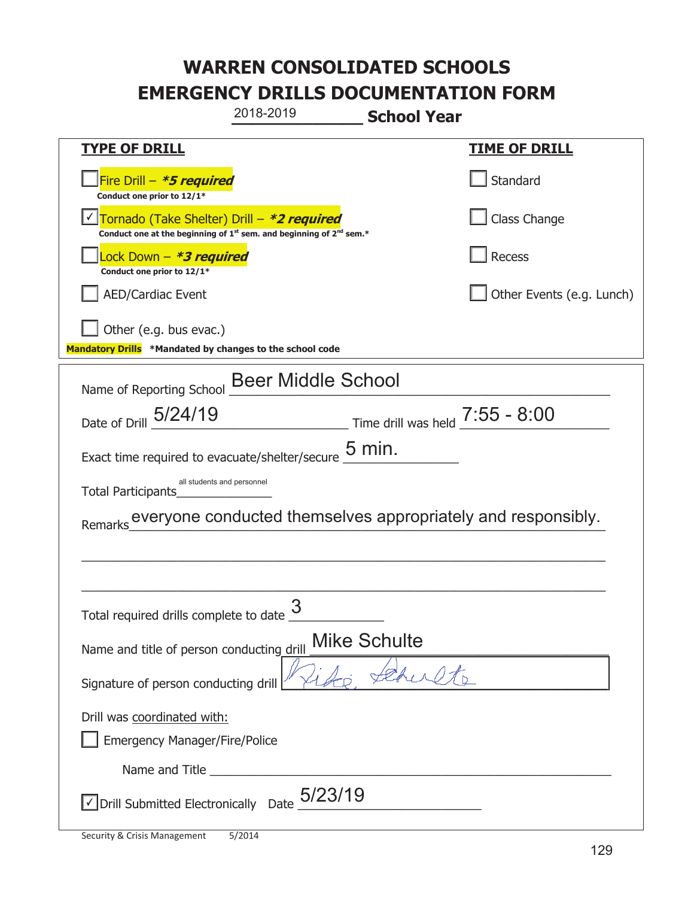# WARREN CONSOLIDATED SCHOOLS
# EMERGENCY DRILLS DOCUMENTATION FORM

2018-2019 **School Year**

| **TYPE OF DRILL** | **TIME OF DRILL** |
|---|---|
| ☐ Fire Drill – ***5 required*** <br> **Conduct one prior to 12/1*** | ☐ Standard |
| ☑ Tornado (Take Shelter) Drill – ***2 required*** <br> **Conduct one at the beginning of 1st sem. and beginning of 2nd sem.*** | ☐ Class Change |
| ☐ Lock Down – ***3 required*** <br> **Conduct one prior to 12/1*** | ☐ Recess |
| ☐ AED/Cardiac Event | ☐ Other Events (e.g. Lunch) |
| ☐ Other (e.g. bus evac.) | |

**Mandatory Drills** **\*Mandated by changes to the school code**

Name of Reporting School: Beer Middle School

Date of Drill: 5/24/19 Time drill was held: 7:55 - 8:00

Exact time required to evacuate/shelter/secure: 5 min.

Total Participants: all students and personnel

Remarks: everyone conducted themselves appropriately and responsibly.

Total required drills complete to date: 3

Name and title of person conducting drill: Mike Schulte

Signature of person conducting drill: Mike Schulte

Drill was coordinated with:

☐ Emergency Manager/Fire/Police

Name and Title: ____________________

☑ Drill Submitted Electronically Date: 5/23/19

Security & Crisis Management 5/2014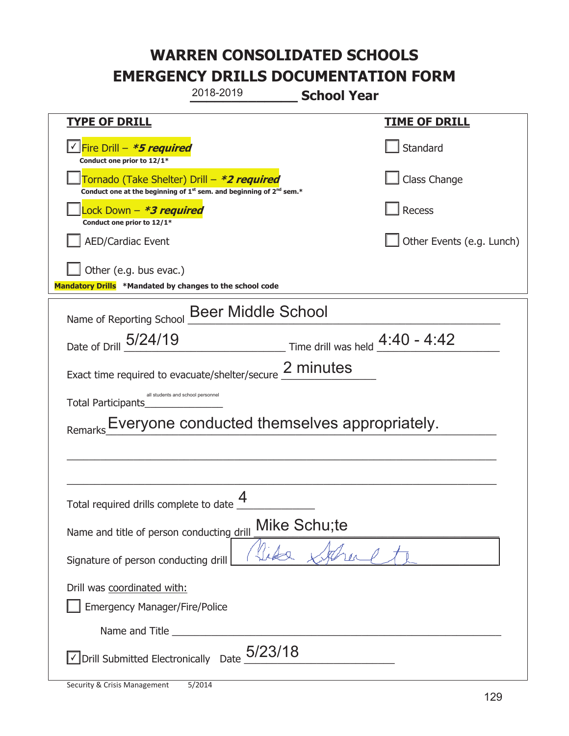# WARREN CONSOLIDATED SCHOOLS
# EMERGENCY DRILLS DOCUMENTATION FORM

2018-2019 **School Year**

| **TYPE OF DRILL** | **TIME OF DRILL** |
|---|---|
| ☑ Fire Drill – ***5 required*** <br> **Conduct one prior to 12/1*** | ☐ Standard |
| ☐ Tornado (Take Shelter) Drill – ***2 required*** <br> **Conduct one at the beginning of 1st sem. and beginning of 2nd sem.*** | ☐ Class Change |
| ☐ Lock Down – ***3 required*** <br> **Conduct one prior to 12/1*** | ☐ Recess |
| ☐ AED/Cardiac Event | ☐ Other Events (e.g. Lunch) |
| ☐ Other (e.g. bus evac.) | |

**Mandatory Drills** **\*Mandated by changes to the school code**

Name of Reporting School: Beer Middle School

Date of Drill: 5/24/19 Time drill was held: 4:40 - 4:42

Exact time required to evacuate/shelter/secure: 2 minutes

Total Participants: all students and school personnel

Remarks: Everyone conducted themselves appropriately.

Total required drills complete to date: 4

Name and title of person conducting drill: Mike Schu;te

Signature of person conducting drill: [signature]

Drill was coordinated with:

☐ Emergency Manager/Fire/Police

Name and Title ______________________

☑ Drill Submitted Electronically Date: 5/23/18

Security & Crisis Management 5/2014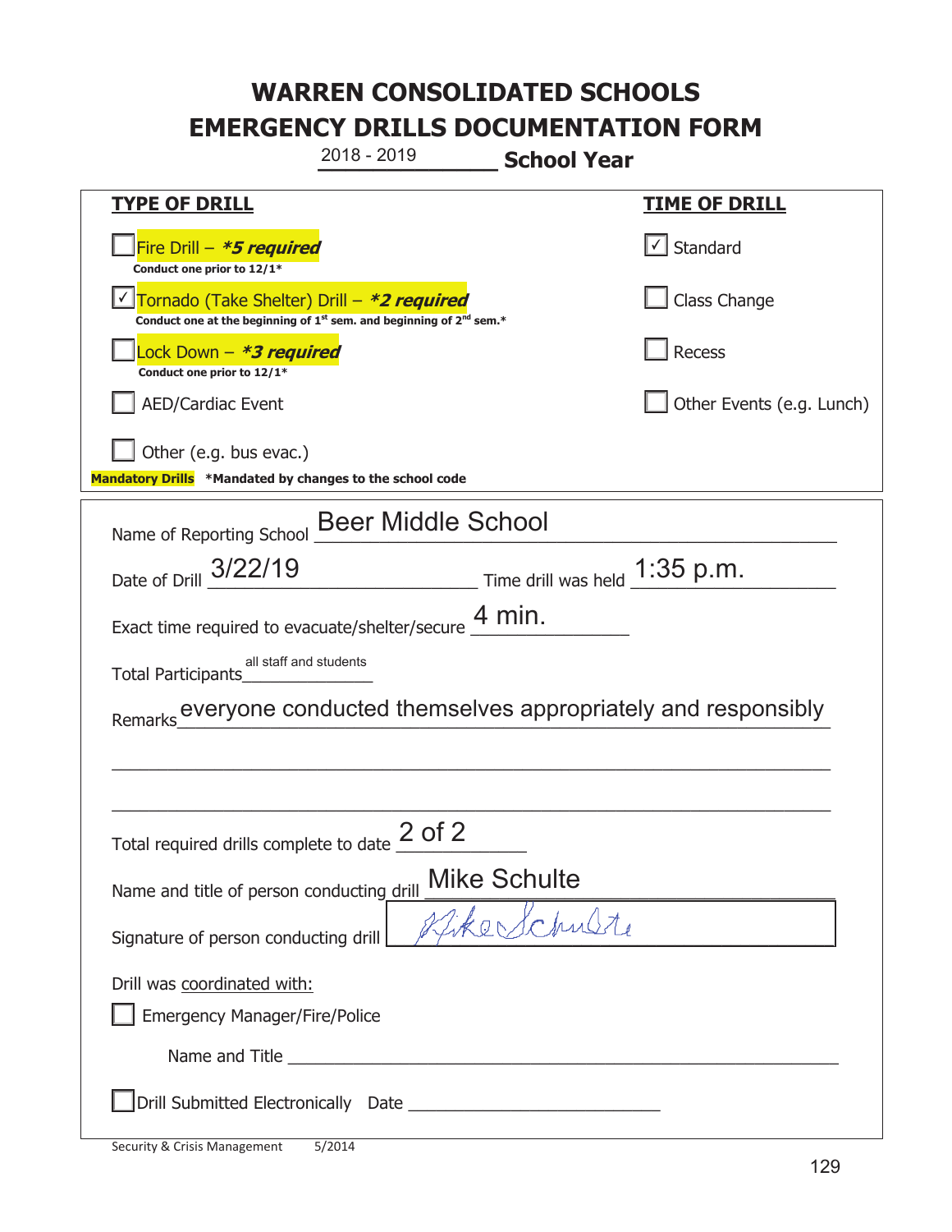# WARREN CONSOLIDATED SCHOOLS
# EMERGENCY DRILLS DOCUMENTATION FORM

2018 - 2019 **School Year**

| **TYPE OF DRILL** | **TIME OF DRILL** |
|---|---|
| ☐ Fire Drill – ***5 required*** <br> **Conduct one prior to 12/1*** | ☑ Standard |
| ☑ Tornado (Take Shelter) Drill – ***2 required*** <br> **Conduct one at the beginning of 1st sem. and beginning of 2nd sem.*** | ☐ Class Change |
| ☐ Lock Down – ***3 required*** <br> **Conduct one prior to 12/1*** | ☐ Recess |
| ☐ AED/Cardiac Event | ☐ Other Events (e.g. Lunch) |
| ☐ Other (e.g. bus evac.) | |

**Mandatory Drills** ***Mandated by changes to the school code**

Name of Reporting School: Beer Middle School

Date of Drill: 3/22/19 Time drill was held: 1:35 p.m.

Exact time required to evacuate/shelter/secure: 4 min.

Total Participants: all staff and students

Remarks: everyone conducted themselves appropriately and responsibly

Total required drills complete to date: 2 of 2

Name and title of person conducting drill: Mike Schulte

Signature of person conducting drill: Mike Schulte

Drill was coordinated with:

☐ Emergency Manager/Fire/Police

Name and Title ______________________

☐ Drill Submitted Electronically Date ______________________

Security & Crisis Management 5/2014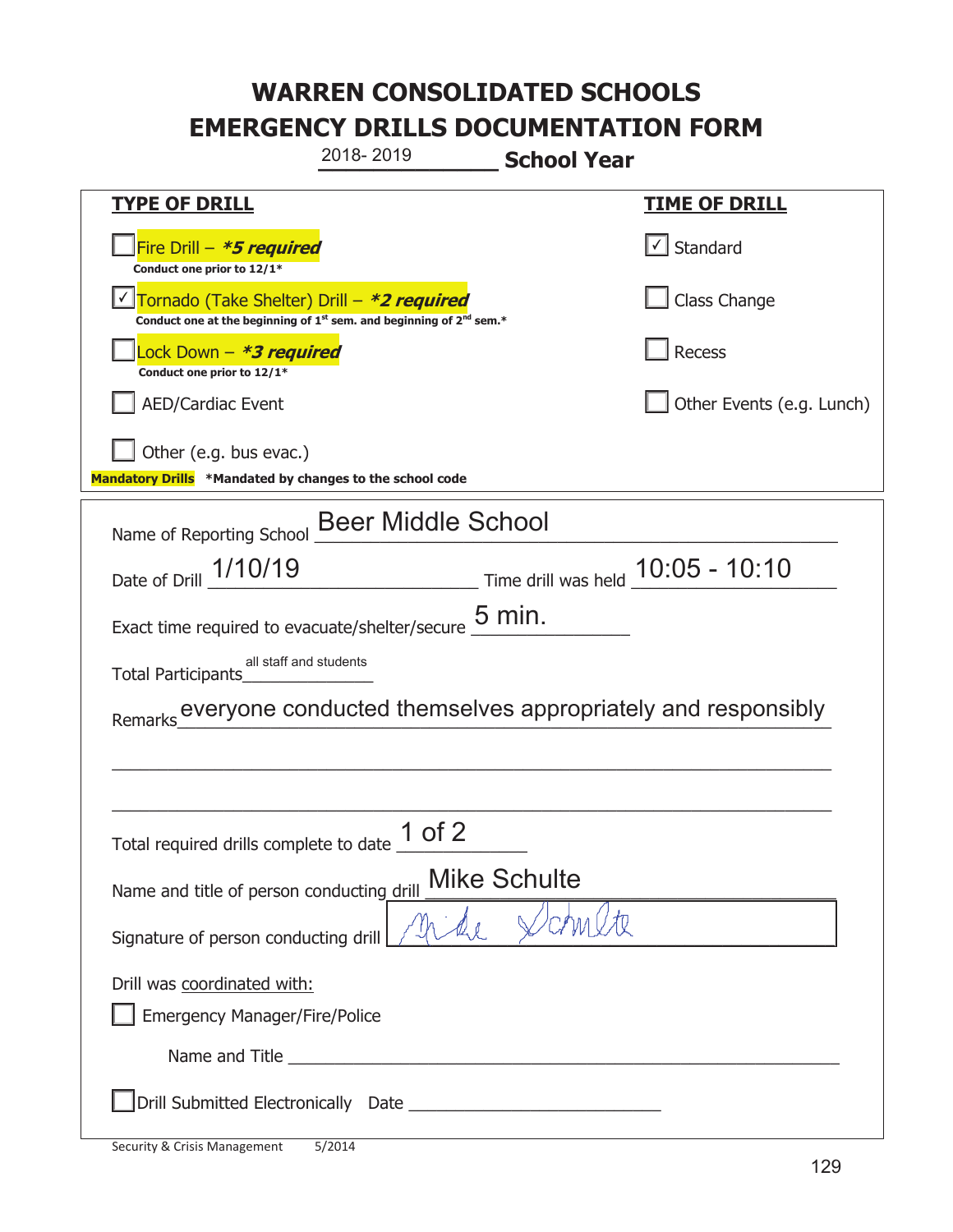# WARREN CONSOLIDATED SCHOOLS
# EMERGENCY DRILLS DOCUMENTATION FORM

2018- 2019 **School Year**

| **TYPE OF DRILL** | **TIME OF DRILL** |
|---|---|
| ☐ Fire Drill – ***5 required*** <br> **Conduct one prior to 12/1*** | ☑ Standard |
| ☑ Tornado (Take Shelter) Drill – ***2 required*** <br> **Conduct one at the beginning of 1st sem. and beginning of 2nd sem.*** | ☐ Class Change |
| ☐ Lock Down – ***3 required*** <br> **Conduct one prior to 12/1*** | ☐ Recess |
| ☐ AED/Cardiac Event | ☐ Other Events (e.g. Lunch) |
| ☐ Other (e.g. bus evac.) | |

**Mandatory Drills** ***Mandated by changes to the school code**

Name of Reporting School: Beer Middle School

Date of Drill: 1/10/19 Time drill was held: 10:05 - 10:10

Exact time required to evacuate/shelter/secure: 5 min.

Total Participants: all staff and students

Remarks: everyone conducted themselves appropriately and responsibly

Total required drills complete to date: 1 of 2

Name and title of person conducting drill: Mike Schulte

Signature of person conducting drill: Mike Schulte

Drill was coordinated with:

☐ Emergency Manager/Fire/Police

Name and Title ______________________

☐ Drill Submitted Electronically Date ______________________

Security & Crisis Management 5/2014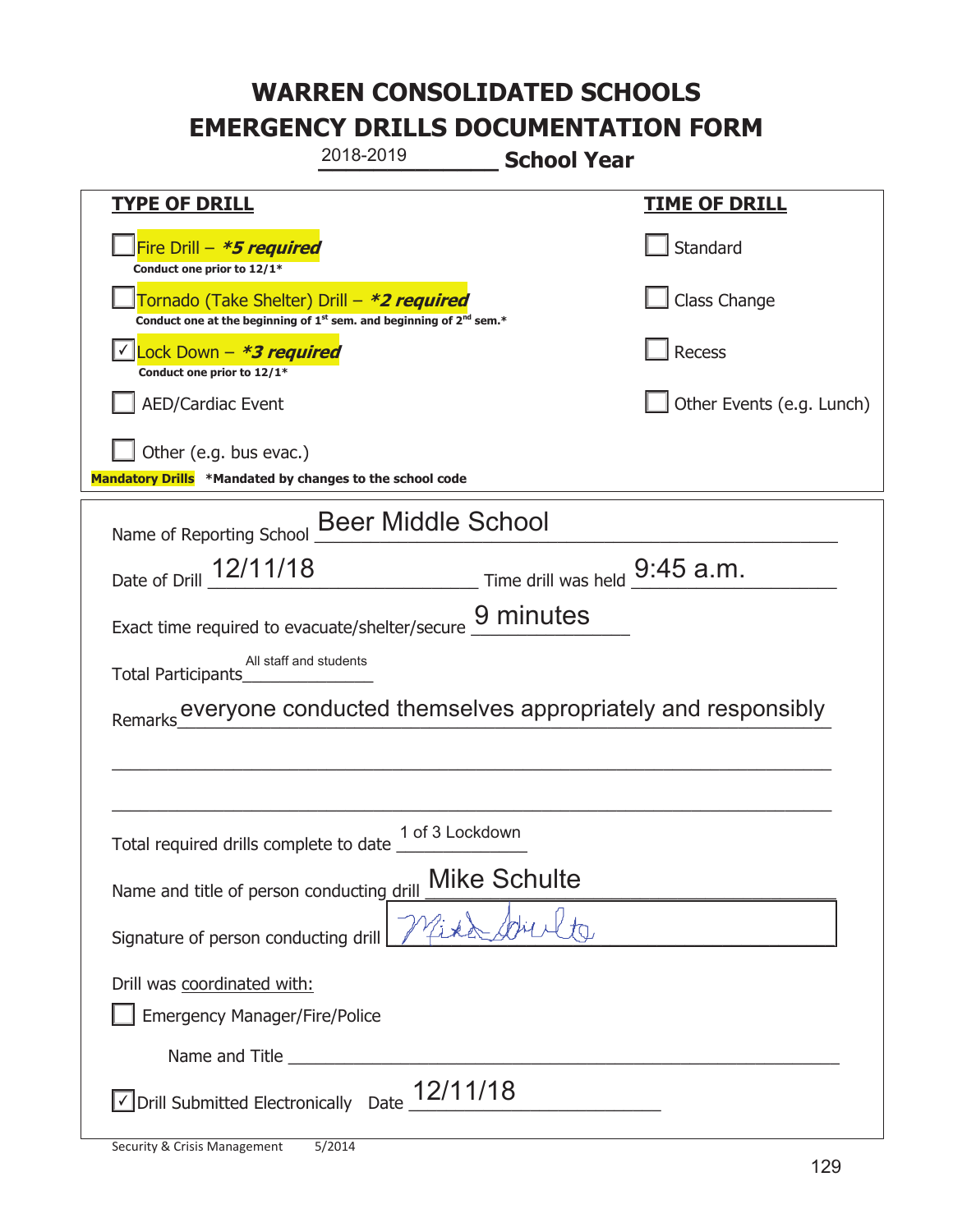# WARREN CONSOLIDATED SCHOOLS
# EMERGENCY DRILLS DOCUMENTATION FORM

2018-2019 **School Year**

| **TYPE OF DRILL** | **TIME OF DRILL** |
|---|---|
| ☐ Fire Drill – ***5 required*** <br> **Conduct one prior to 12/1*** | ☐ Standard |
| ☐ Tornado (Take Shelter) Drill – ***2 required*** <br> **Conduct one at the beginning of 1st sem. and beginning of 2nd sem.*** | ☐ Class Change |
| ☑ Lock Down – ***3 required*** <br> **Conduct one prior to 12/1*** | ☐ Recess |
| ☐ AED/Cardiac Event | ☐ Other Events (e.g. Lunch) |
| ☐ Other (e.g. bus evac.) | |

**Mandatory Drills** ***Mandated by changes to the school code**

Name of Reporting School: Beer Middle School

Date of Drill: 12/11/18 Time drill was held: 9:45 a.m.

Exact time required to evacuate/shelter/secure: 9 minutes

Total Participants: All staff and students

Remarks: everyone conducted themselves appropriately and responsibly

Total required drills complete to date: 1 of 3 Lockdown

Name and title of person conducting drill: Mike Schulte

Signature of person conducting drill: *Mike Schulte*

Drill was coordinated with:

☐ Emergency Manager/Fire/Police

Name and Title ______________________

☑ Drill Submitted Electronically Date: 12/11/18

Security & Crisis Management 5/2014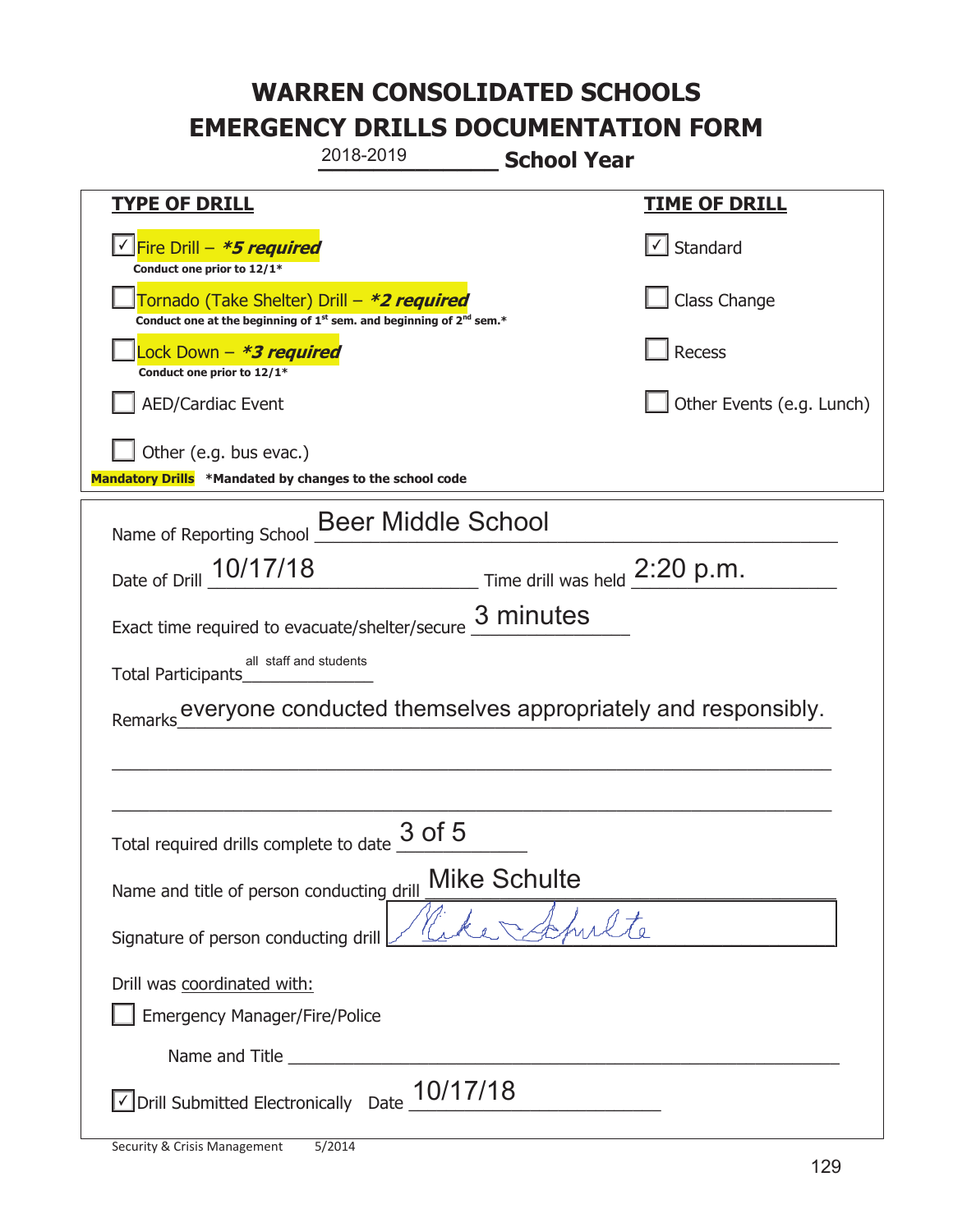# WARREN CONSOLIDATED SCHOOLS
# EMERGENCY DRILLS DOCUMENTATION FORM

2018-2019 **School Year**

| TYPE OF DRILL | TIME OF DRILL |
|---|---|
| ☑ Fire Drill – ***5 required*** <br> **Conduct one prior to 12/1*** | ☑ Standard |
| ☐ Tornado (Take Shelter) Drill – ***2 required*** <br> **Conduct one at the beginning of 1st sem. and beginning of 2nd sem.*** | ☐ Class Change |
| ☐ Lock Down – ***3 required*** <br> **Conduct one prior to 12/1*** | ☐ Recess |
| ☐ AED/Cardiac Event | ☐ Other Events (e.g. Lunch) |
| ☐ Other (e.g. bus evac.) | |

**Mandatory Drills** ***Mandated by changes to the school code**

Name of Reporting School: Beer Middle School

Date of Drill: 10/17/18 Time drill was held: 2:20 p.m.

Exact time required to evacuate/shelter/secure: 3 minutes

Total Participants: all staff and students

Remarks: everyone conducted themselves appropriately and responsibly.

Total required drills complete to date: 3 of 5

Name and title of person conducting drill: Mike Schulte

Signature of person conducting drill: Mike Schulte

Drill was coordinated with:

☐ Emergency Manager/Fire/Police

Name and Title ______________________

☑ Drill Submitted Electronically Date: 10/17/18

Security & Crisis Management 5/2014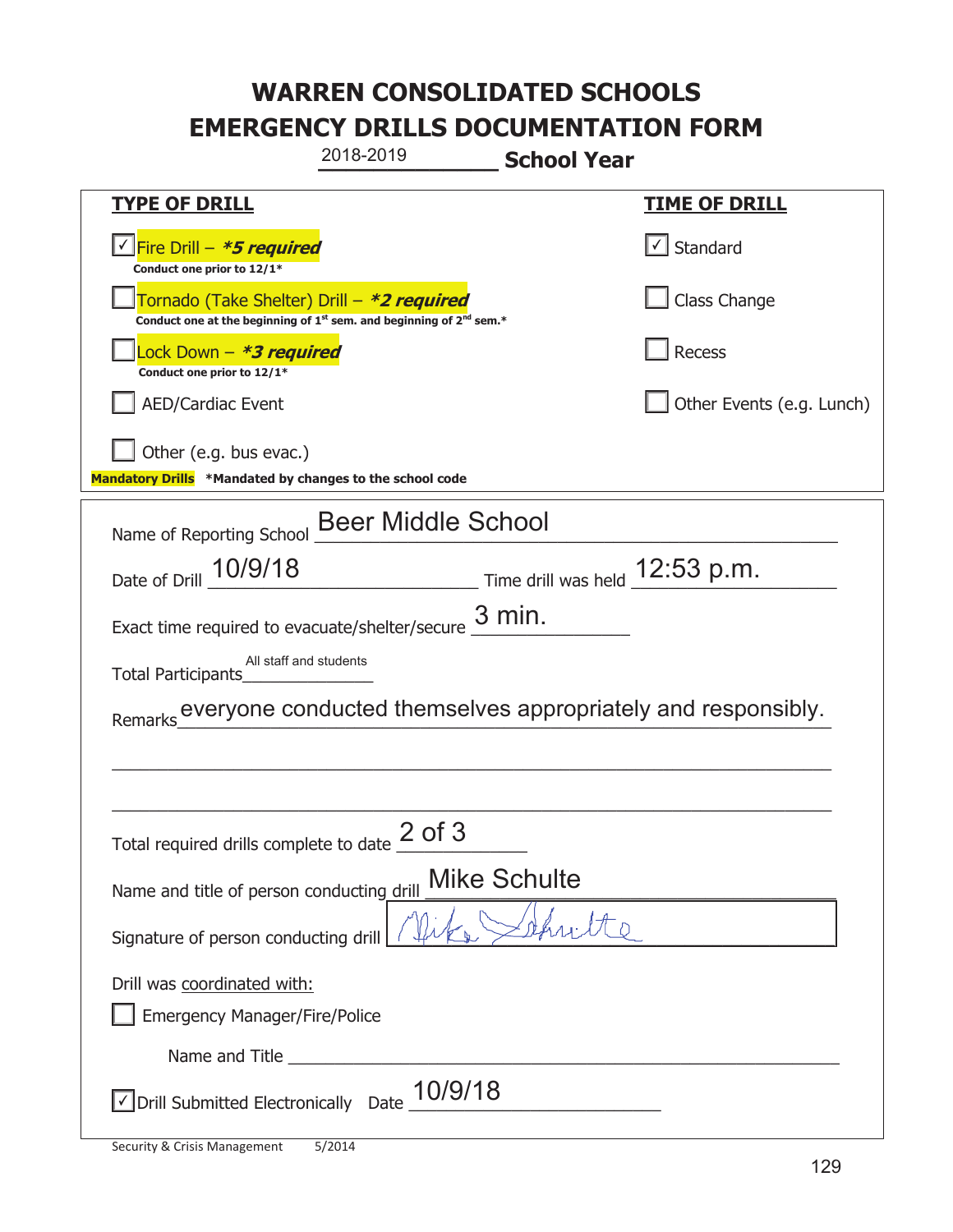# WARREN CONSOLIDATED SCHOOLS
# EMERGENCY DRILLS DOCUMENTATION FORM

2018-2019 **School Year**

| **TYPE OF DRILL** | **TIME OF DRILL** |
|---|---|
| ☑ Fire Drill – ***5 required*** Conduct one prior to 12/1* | ☑ Standard |
| ☐ Tornado (Take Shelter) Drill – ***2 required*** Conduct one at the beginning of 1st sem. and beginning of 2nd sem.* | ☐ Class Change |
| ☐ Lock Down – ***3 required*** Conduct one prior to 12/1* | ☐ Recess |
| ☐ AED/Cardiac Event | ☐ Other Events (e.g. Lunch) |
| ☐ Other (e.g. bus evac.) | |

**Mandatory Drills** ***Mandated by changes to the school code**

Name of Reporting School: Beer Middle School

Date of Drill: 10/9/18 Time drill was held: 12:53 p.m.

Exact time required to evacuate/shelter/secure: 3 min.

Total Participants: All staff and students

Remarks: everyone conducted themselves appropriately and responsibly.

Total required drills complete to date: 2 of 3

Name and title of person conducting drill: Mike Schulte

Signature of person conducting drill: Mike Schulte (signature)

Drill was coordinated with:

☐ Emergency Manager/Fire/Police

Name and Title ______________________

☑ Drill Submitted Electronically Date: 10/9/18

Security & Crisis Management 5/2014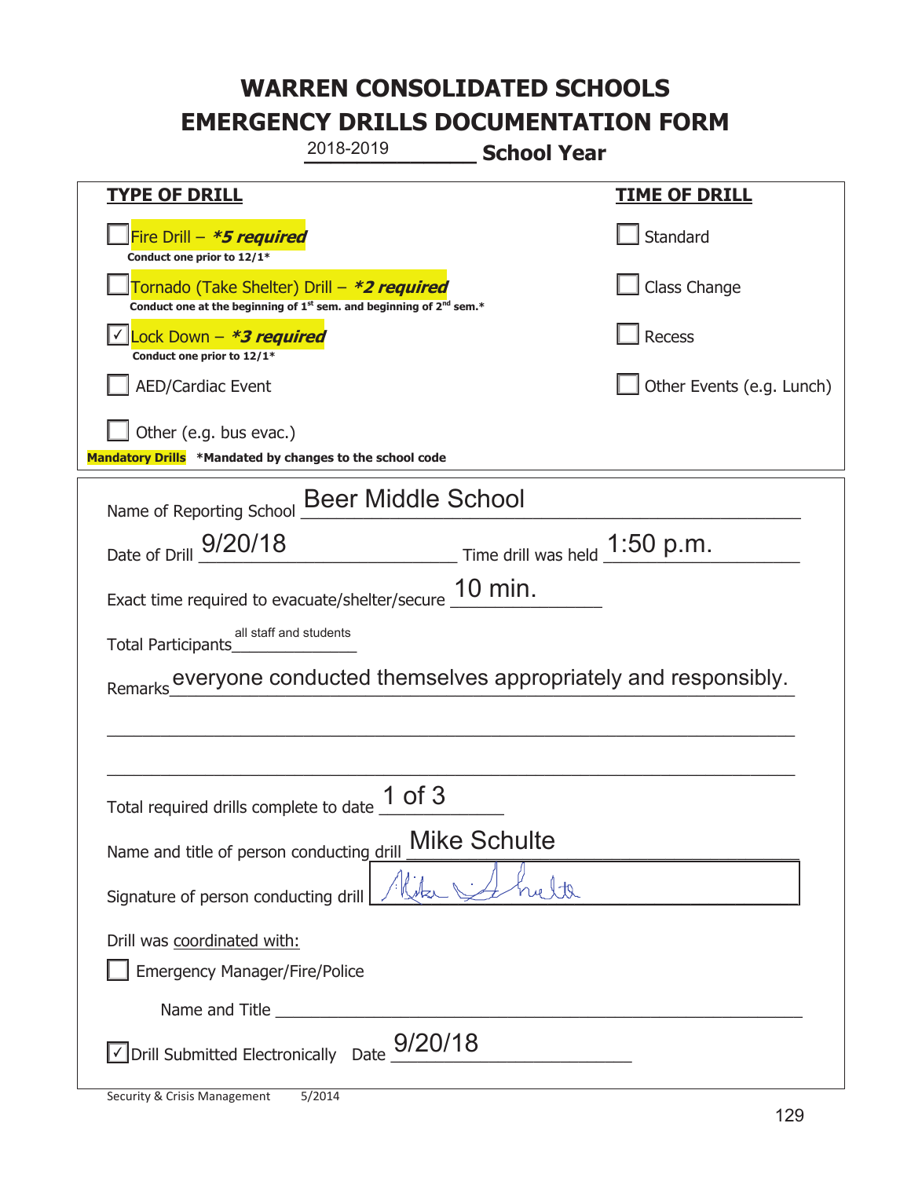# WARREN CONSOLIDATED SCHOOLS
# EMERGENCY DRILLS DOCUMENTATION FORM

2018-2019 **School Year**

| **TYPE OF DRILL** | **TIME OF DRILL** |
|---|---|
| ☐ Fire Drill – ***5 required***<br>**Conduct one prior to 12/1*** | ☐ Standard |
| ☐ Tornado (Take Shelter) Drill – ***2 required***<br>**Conduct one at the beginning of 1st sem. and beginning of 2nd sem.*** | ☐ Class Change |
| ☑ Lock Down – ***3 required***<br>**Conduct one prior to 12/1*** | ☐ Recess |
| ☐ AED/Cardiac Event | ☐ Other Events (e.g. Lunch) |
| ☐ Other (e.g. bus evac.) | |

**Mandatory Drills** **\*Mandated by changes to the school code**

Name of Reporting School: Beer Middle School

Date of Drill: 9/20/18 Time drill was held: 1:50 p.m.

Exact time required to evacuate/shelter/secure: 10 min.

Total Participants: all staff and students

Remarks: everyone conducted themselves appropriately and responsibly.

Total required drills complete to date: 1 of 3

Name and title of person conducting drill: Mike Schulte

Signature of person conducting drill: Mike Schulte

Drill was coordinated with:

☐ Emergency Manager/Fire/Police

Name and Title: \_\_\_\_\_\_\_\_\_\_\_\_\_\_\_\_

☑ Drill Submitted Electronically Date: 9/20/18

Security & Crisis Management 5/2014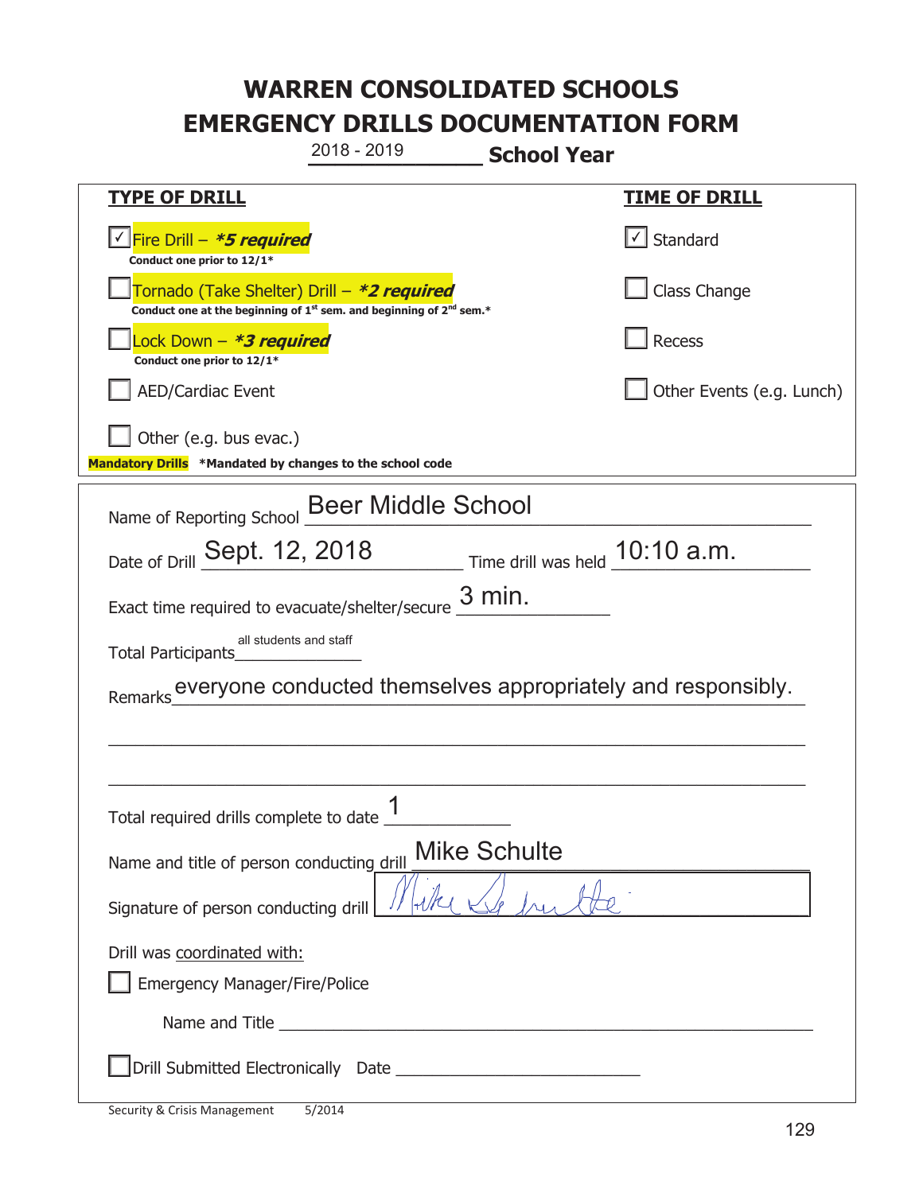# WARREN CONSOLIDATED SCHOOLS
# EMERGENCY DRILLS DOCUMENTATION FORM

2018 - 2019 **School Year**

| **TYPE OF DRILL** | **TIME OF DRILL** |
|---|---|
| ☑ Fire Drill – ***5 required*** <br> **Conduct one prior to 12/1*** | ☑ Standard |
| ☐ Tornado (Take Shelter) Drill – ***2 required*** <br> **Conduct one at the beginning of 1st sem. and beginning of 2nd sem.*** | ☐ Class Change |
| ☐ Lock Down – ***3 required*** <br> **Conduct one prior to 12/1*** | ☐ Recess |
| ☐ AED/Cardiac Event | ☐ Other Events (e.g. Lunch) |
| ☐ Other (e.g. bus evac.) | |

**Mandatory Drills** ***Mandated by changes to the school code**

Name of Reporting School: Beer Middle School

Date of Drill: Sept. 12, 2018 Time drill was held: 10:10 a.m.

Exact time required to evacuate/shelter/secure: 3 min.

Total Participants: all students and staff

Remarks: everyone conducted themselves appropriately and responsibly.

Total required drills complete to date: 1

Name and title of person conducting drill: Mike Schulte

Signature of person conducting drill: [signature]

Drill was coordinated with:

☐ Emergency Manager/Fire/Police

Name and Title ______________________

☐ Drill Submitted Electronically Date ______________________

Security & Crisis Management 5/2014